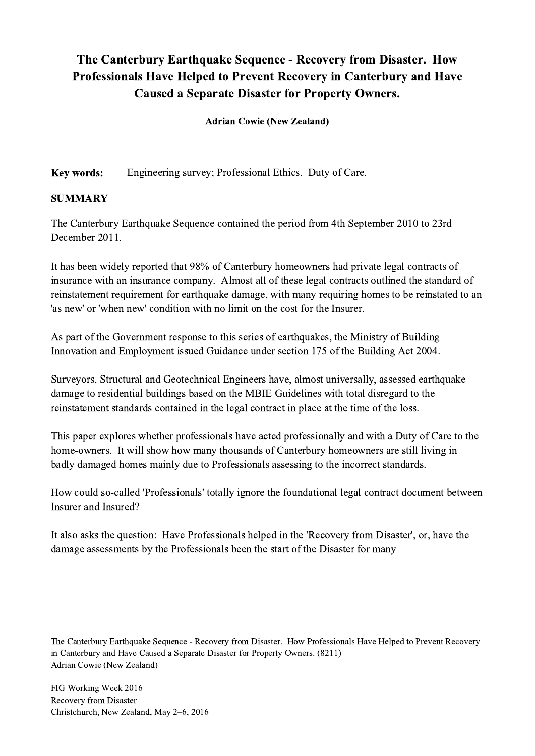# The Canterbury Earthquake Sequence - Recovery from Disaster. How Professionals Have Helped to Prevent Recovery in Canterbury and Have Caused a Separate Disaster for Property Owners.

**Adrian Cowie (New Zealand)**

**Key words:** Engineering survey; Professional Ethics. Duty of Care.

## SUMMARY

The Canterbury Earthquake Sequence contained the period from 4th September 2010 to 23rd December 2011.

It has been widely reported that 98% of Canterbury homeowners had private legal contracts of insurance with an insurance company. Almost all of these legal contracts outlined the standard of reinstatement requirement for earthquake damage, with many requiring homes to be reinstated to an 'as new' or 'when new' condition with no limit on the cost for the Insurer.

As part of the Government response to this series of earthquakes, the Ministry of Building Innovation and Employment issued Guidance under section 175 of the Building Act 2004.

Surveyors, Structural and Geotechnical Engineers have, almost universally, assessed earthquake damage to residential buildings based on the MBIE Guidelines with total disregard to the reinstatement standards contained in the legal contract in place at the time of the loss.

This paper explores whether professionals have acted professionally and with a Duty of Care to the home-owners. It will show how many thousands of Canterbury homeowners are still living in badly damaged homes mainly due to Professionals assessing to the incorrect standards.

How could so-called 'Professionals' totally ignore the foundational legal contract document between Insurer and Insured?

It also asks the question: Have Professionals helped in the 'Recovery from Disaster', or, have the damage assessments by the Professionals been the start of the Disaster for many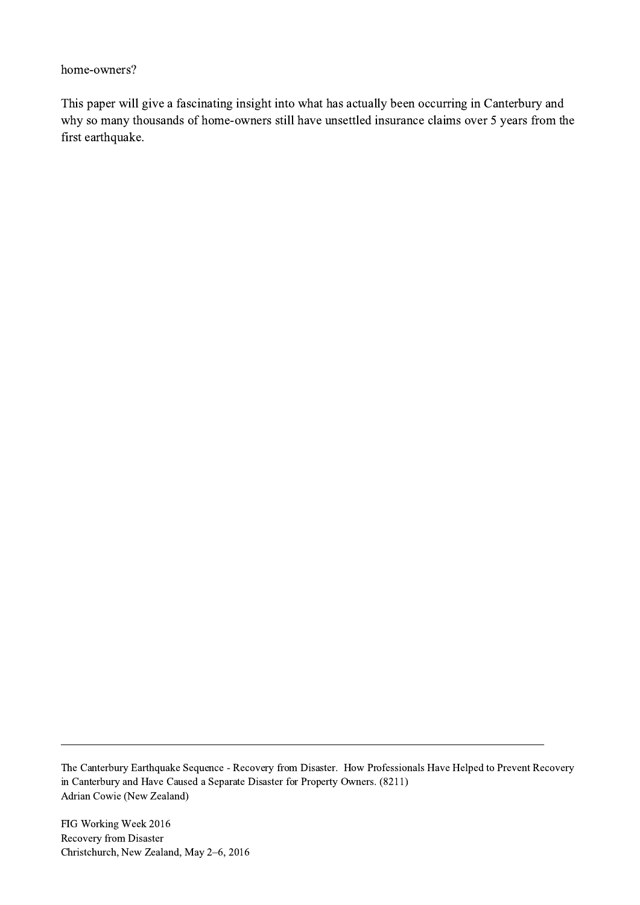home-owners?

This paper will give a fascinating insight into what has actually been occurring in Canterbury and why so many thousands of home-owners still have unsettled insurance claims over 5 years from the first earthquake.